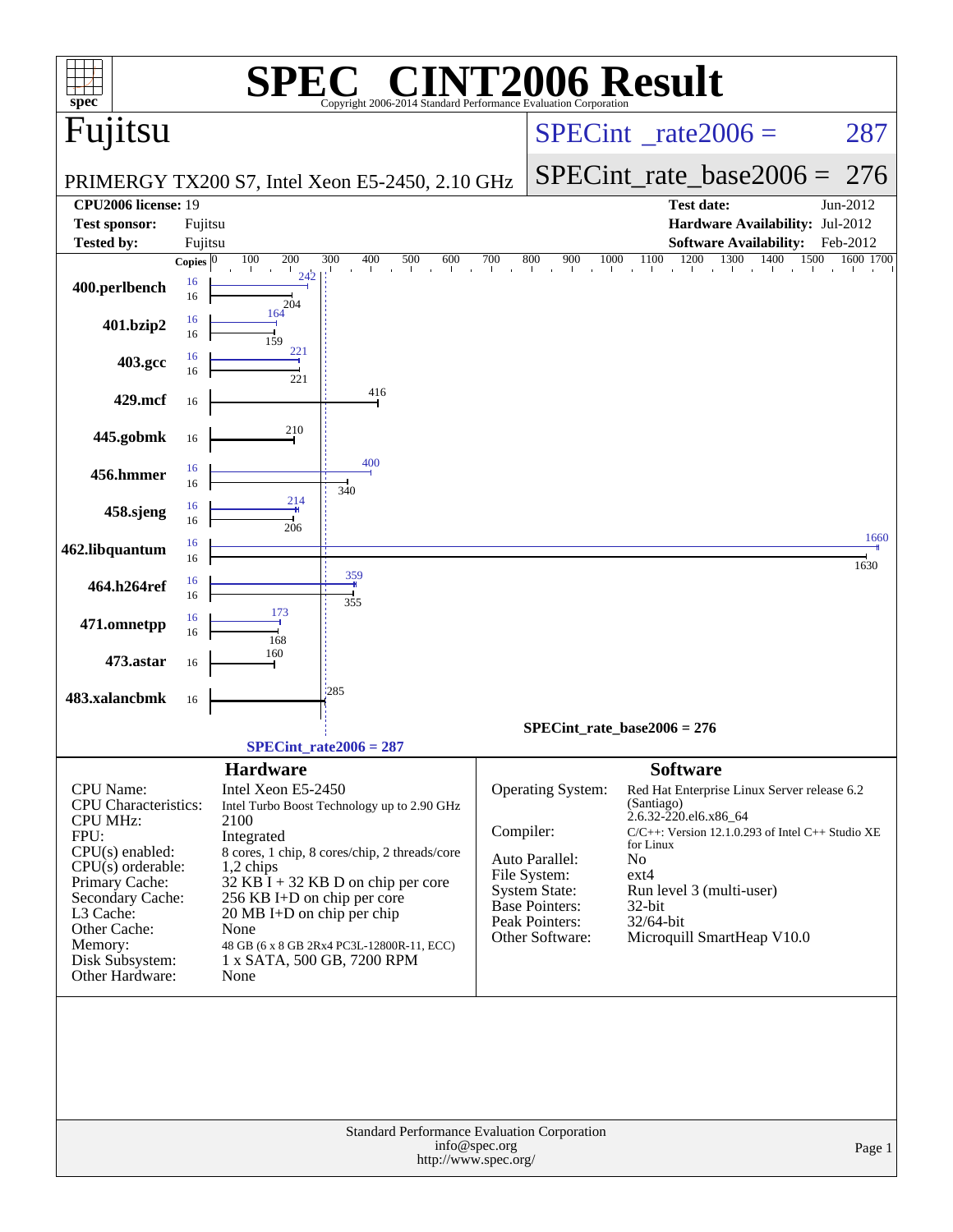# SPEC CINT2006 Result

Copyright 2006-2014 Standard Performance Evaluation Corporation

## Fujitsu

PRIMERGY TX200 S7, Intel Xeon E5-2450, 2.10 GHz

SPECint_rate2006 = 287

SPECint_rate_base2006 = 276

| | | | |
|---|---|---|---|
| **CPU2006 license:** | 19 | **Test date:** | Jun-2012 |
| **Test sponsor:** | Fujitsu | **Hardware Availability:** | Jul-2012 |
| **Tested by:** | Fujitsu | **Software Availability:** | Feb-2012 |

| Benchmark | Copies (peak) | Peak | Copies (base) | Base |
|---|---|---|---|---|
| 400.perlbench | 16 | 242 | 16 | 204 |
| 401.bzip2 | 16 | 164 | 16 | 159 |
| 403.gcc | 16 | 221 | 16 | 221 |
| 429.mcf | | | 16 | 416 |
| 445.gobmk | | | 16 | 210 |
| 456.hmmer | 16 | 400 | 16 | 340 |
| 458.sjeng | 16 | 214 | 16 | 206 |
| 462.libquantum | 16 | 1660 | 16 | 1630 |
| 464.h264ref | 16 | 359 | 16 | 355 |
| 471.omnetpp | 16 | 173 | 16 | 168 |
| 473.astar | | | 16 | 160 |
| 483.xalancbmk | | | 16 | 285 |

SPECint_rate_base2006 = 276

SPECint_rate2006 = 287

## Hardware

| | |
|---|---|
| CPU Name: | Intel Xeon E5-2450 |
| CPU Characteristics: | Intel Turbo Boost Technology up to 2.90 GHz |
| CPU MHz: | 2100 |
| FPU: | Integrated |
| CPU(s) enabled: | 8 cores, 1 chip, 8 cores/chip, 2 threads/core |
| CPU(s) orderable: | 1,2 chips |
| Primary Cache: | 32 KB I + 32 KB D on chip per core |
| Secondary Cache: | 256 KB I+D on chip per core |
| L3 Cache: | 20 MB I+D on chip per chip |
| Other Cache: | None |
| Memory: | 48 GB (6 x 8 GB 2Rx4 PC3L-12800R-11, ECC) |
| Disk Subsystem: | 1 x SATA, 500 GB, 7200 RPM |
| Other Hardware: | None |

## Software

| | |
|---|---|
| Operating System: | Red Hat Enterprise Linux Server release 6.2 (Santiago) 2.6.32-220.el6.x86_64 |
| Compiler: | C/C++: Version 12.1.0.293 of Intel C++ Studio XE for Linux |
| Auto Parallel: | No |
| File System: | ext4 |
| System State: | Run level 3 (multi-user) |
| Base Pointers: | 32-bit |
| Peak Pointers: | 32/64-bit |
| Other Software: | Microquill SmartHeap V10.0 |

Standard Performance Evaluation Corporation
info@spec.org
http://www.spec.org/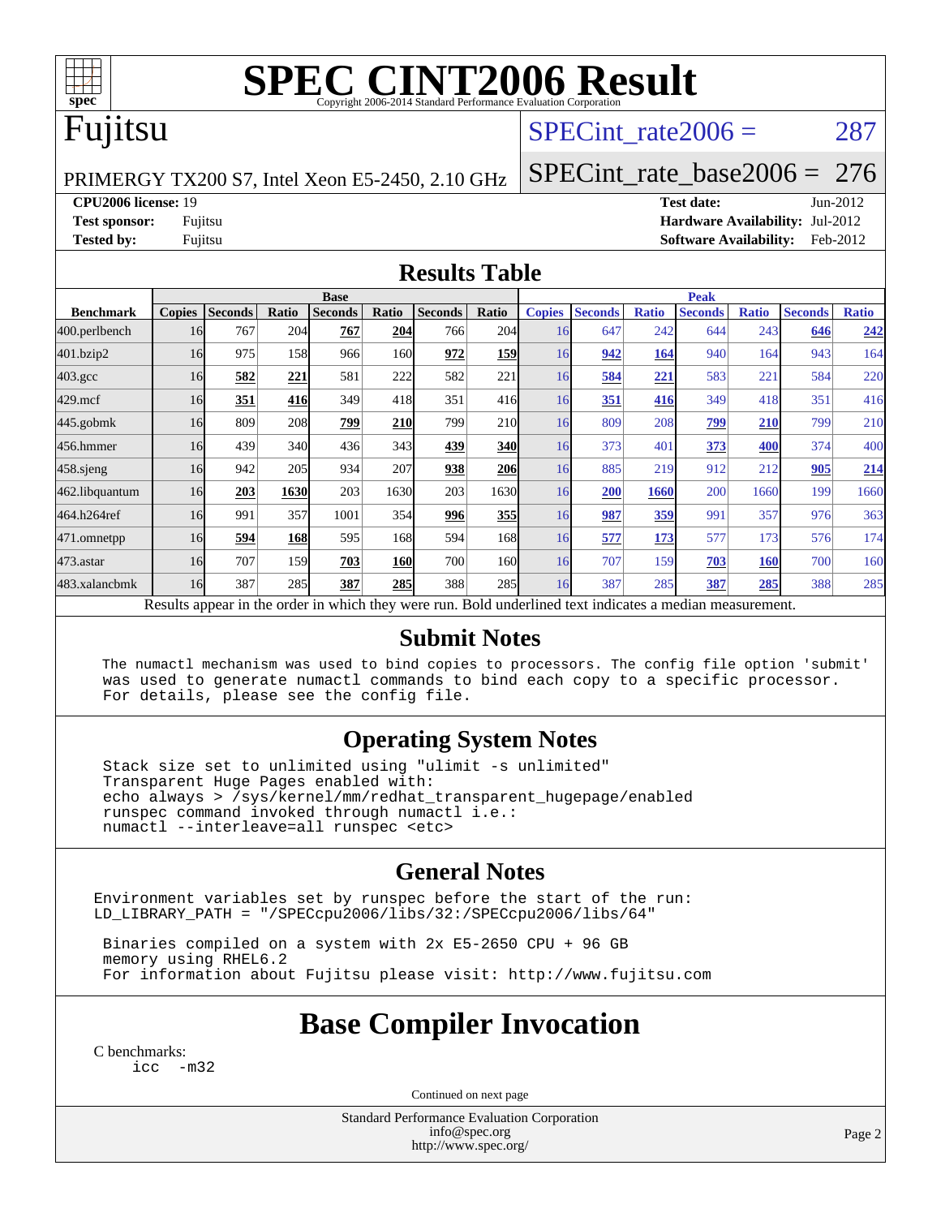# SPEC CINT2006 Result

Copyright 2006-2014 Standard Performance Evaluation Corporation

## Fujitsu

PRIMERGY TX200 S7, Intel Xeon E5-2450, 2.10 GHz

SPECint_rate2006 = 287

SPECint_rate_base2006 = 276

**CPU2006 license:** 19
**Test sponsor:** Fujitsu
**Tested by:** Fujitsu

**Test date:** Jun-2012
**Hardware Availability:** Jul-2012
**Software Availability:** Feb-2012

## Results Table

| Benchmark | Base | | | | | | | Peak | | | | | | |
|---|---|---|---|---|---|---|---|---|---|---|---|---|---|---|
| | Copies | Seconds | Ratio | Seconds | Ratio | Seconds | Ratio | Copies | Seconds | Ratio | Seconds | Ratio | Seconds | Ratio |
| 400.perlbench | 16 | 767 | 204 | **767** | **204** | 766 | 204 | 16 | 647 | 242 | 644 | 243 | **646** | **242** |
| 401.bzip2 | 16 | 975 | 158 | 966 | 160 | **972** | **159** | 16 | **942** | **164** | 940 | 164 | 943 | 164 |
| 403.gcc | 16 | **582** | **221** | 581 | 222 | 582 | 221 | 16 | **584** | **221** | 583 | 221 | 584 | 220 |
| 429.mcf | 16 | **351** | **416** | 349 | 418 | 351 | 416 | 16 | **351** | **416** | 349 | 418 | 351 | 416 |
| 445.gobmk | 16 | 809 | 208 | **799** | **210** | 799 | 210 | 16 | 809 | 208 | **799** | **210** | 799 | 210 |
| 456.hmmer | 16 | 439 | 340 | 436 | 343 | **439** | **340** | 16 | 373 | 401 | **373** | **400** | 374 | 400 |
| 458.sjeng | 16 | 942 | 205 | 934 | 207 | **938** | **206** | 16 | 885 | 219 | 912 | 212 | **905** | **214** |
| 462.libquantum | 16 | **203** | **1630** | 203 | 1630 | 203 | 1630 | 16 | **200** | **1660** | 200 | 1660 | 199 | 1660 |
| 464.h264ref | 16 | 991 | 357 | 1001 | 354 | **996** | **355** | 16 | **987** | **359** | 991 | 357 | 976 | 363 |
| 471.omnetpp | 16 | **594** | **168** | 595 | 168 | 594 | 168 | 16 | **577** | **173** | 577 | 173 | 576 | 174 |
| 473.astar | 16 | 707 | 159 | **703** | **160** | 700 | 160 | 16 | 707 | 159 | **703** | **160** | 700 | 160 |
| 483.xalancbmk | 16 | 387 | 285 | **387** | **285** | 388 | 285 | 16 | 387 | 285 | **387** | **285** | 388 | 285 |

Results appear in the order in which they were run. Bold underlined text indicates a median measurement.

## Submit Notes

```
The numactl mechanism was used to bind copies to processors. The config file option 'submit'
was used to generate numactl commands to bind each copy to a specific processor.
For details, please see the config file.
```

## Operating System Notes

```
Stack size set to unlimited using "ulimit -s unlimited"
Transparent Huge Pages enabled with:
echo always > /sys/kernel/mm/redhat_transparent_hugepage/enabled
runspec command invoked through numactl i.e.:
numactl --interleave=all runspec <etc>
```

## General Notes

```
Environment variables set by runspec before the start of the run:
LD_LIBRARY_PATH = "/SPECcpu2006/libs/32:/SPECcpu2006/libs/64"

 Binaries compiled on a system with 2x E5-2650 CPU + 96 GB
 memory using RHEL6.2
 For information about Fujitsu please visit: http://www.fujitsu.com
```

## Base Compiler Invocation

C benchmarks:

```
icc  -m32
```

Continued on next page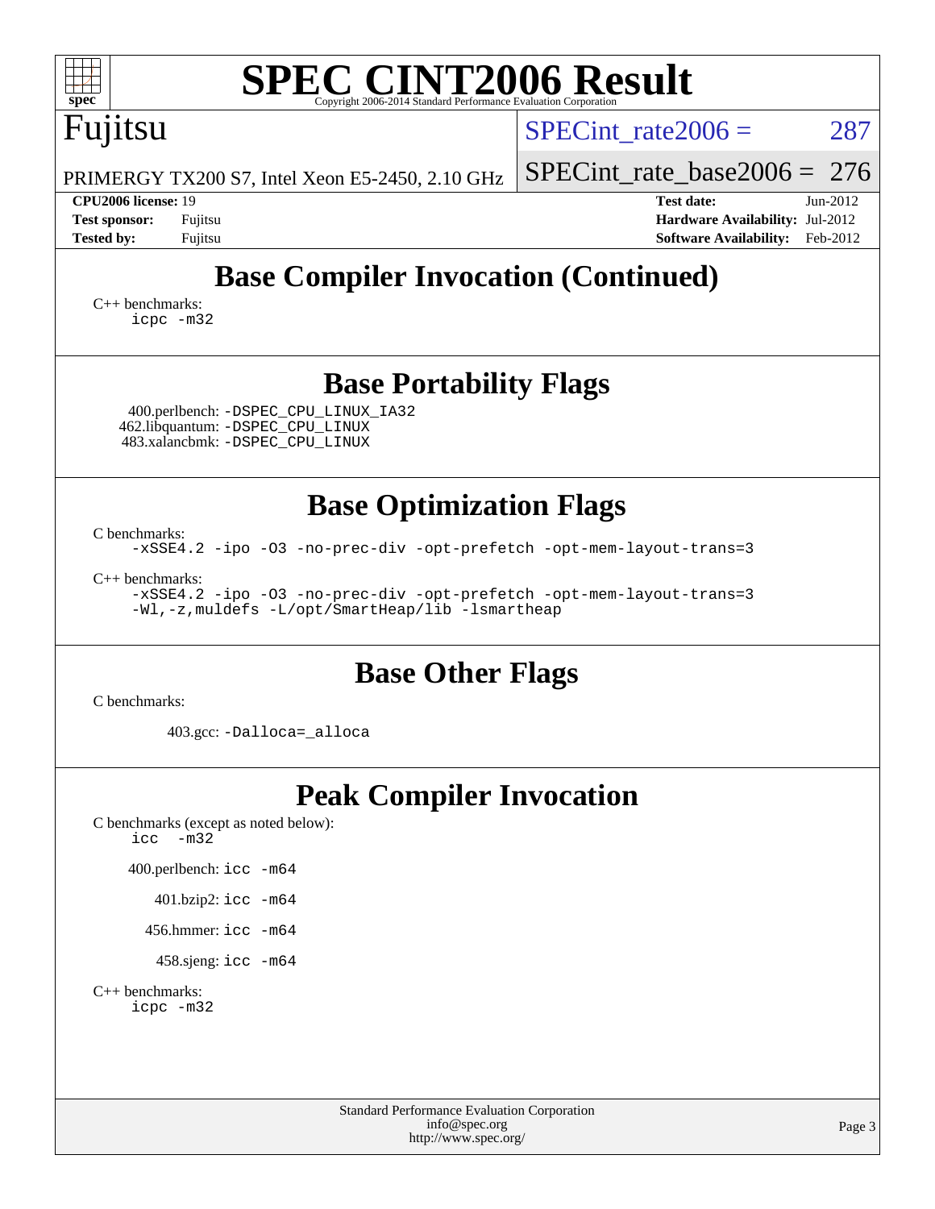# Base Compiler Invocation (Continued)

C++ benchmarks:
 icpc -m32

# Base Portability Flags

400.perlbench: -DSPEC_CPU_LINUX_IA32
462.libquantum: -DSPEC_CPU_LINUX
483.xalancbmk: -DSPEC_CPU_LINUX

# Base Optimization Flags

C benchmarks:
 -xSSE4.2 -ipo -O3 -no-prec-div -opt-prefetch -opt-mem-layout-trans=3

C++ benchmarks:
 -xSSE4.2 -ipo -O3 -no-prec-div -opt-prefetch -opt-mem-layout-trans=3
 -Wl,-z,muldefs -L/opt/SmartHeap/lib -lsmartheap

# Base Other Flags

C benchmarks:

403.gcc: -Dalloca=_alloca

# Peak Compiler Invocation

C benchmarks (except as noted below):
 icc -m32

400.perlbench: icc -m64

401.bzip2: icc -m64

456.hmmer: icc -m64

458.sjeng: icc -m64

C++ benchmarks:
 icpc -m32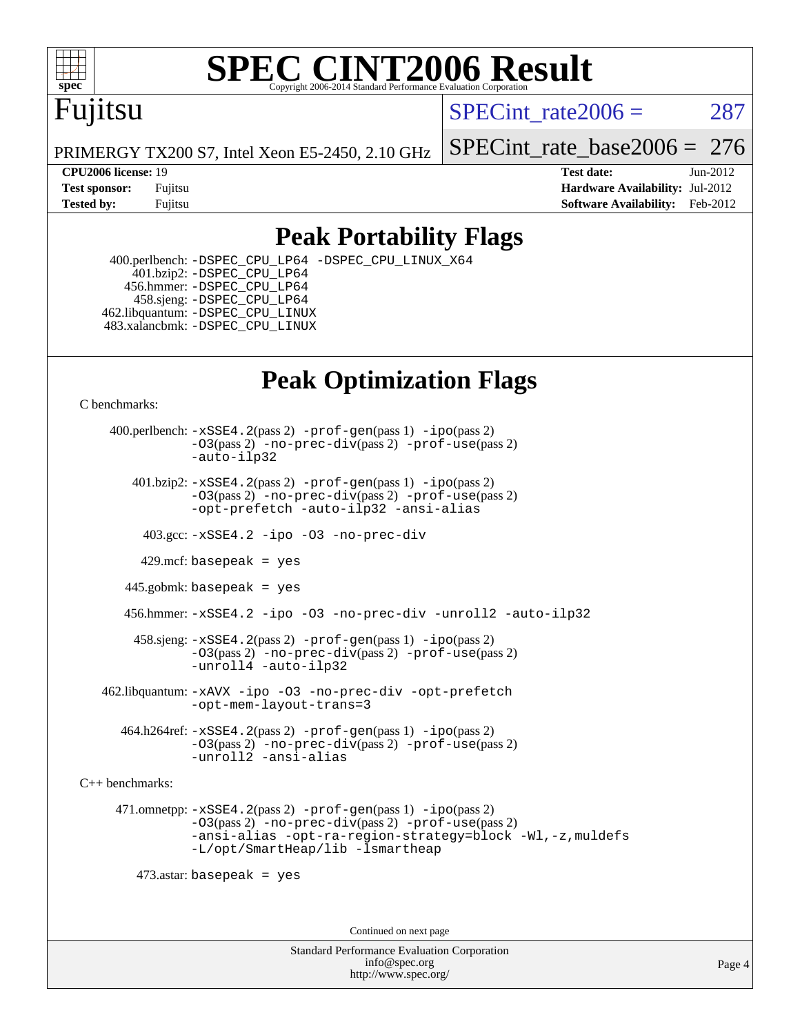# SPEC CINT2006 Result

Copyright 2006-2014 Standard Performance Evaluation Corporation

## Fujitsu

PRIMERGY TX200 S7, Intel Xeon E5-2450, 2.10 GHz

SPECint_rate2006 = 287

SPECint_rate_base2006 = 276

| | | | |
|---|---|---|---|
| **CPU2006 license:** 19 | | **Test date:** | Jun-2012 |
| **Test sponsor:** | Fujitsu | **Hardware Availability:** | Jul-2012 |
| **Tested by:** | Fujitsu | **Software Availability:** | Feb-2012 |

## Peak Portability Flags

400.perlbench: `-DSPEC_CPU_LP64 -DSPEC_CPU_LINUX_X64`
401.bzip2: `-DSPEC_CPU_LP64`
456.hmmer: `-DSPEC_CPU_LP64`
458.sjeng: `-DSPEC_CPU_LP64`
462.libquantum: `-DSPEC_CPU_LINUX`
483.xalancbmk: `-DSPEC_CPU_LINUX`

## Peak Optimization Flags

C benchmarks:

400.perlbench: `-xSSE4.2`(pass 2) `-prof-gen`(pass 1) `-ipo`(pass 2) `-O3`(pass 2) `-no-prec-div`(pass 2) `-prof-use`(pass 2) `-auto-ilp32`

401.bzip2: `-xSSE4.2`(pass 2) `-prof-gen`(pass 1) `-ipo`(pass 2) `-O3`(pass 2) `-no-prec-div`(pass 2) `-prof-use`(pass 2) `-opt-prefetch -auto-ilp32 -ansi-alias`

403.gcc: `-xSSE4.2 -ipo -O3 -no-prec-div`

429.mcf: `basepeak = yes`

445.gobmk: `basepeak = yes`

456.hmmer: `-xSSE4.2 -ipo -O3 -no-prec-div -unroll2 -auto-ilp32`

458.sjeng: `-xSSE4.2`(pass 2) `-prof-gen`(pass 1) `-ipo`(pass 2) `-O3`(pass 2) `-no-prec-div`(pass 2) `-prof-use`(pass 2) `-unroll4 -auto-ilp32`

462.libquantum: `-xAVX -ipo -O3 -no-prec-div -opt-prefetch -opt-mem-layout-trans=3`

464.h264ref: `-xSSE4.2`(pass 2) `-prof-gen`(pass 1) `-ipo`(pass 2) `-O3`(pass 2) `-no-prec-div`(pass 2) `-prof-use`(pass 2) `-unroll2 -ansi-alias`

C++ benchmarks:

471.omnetpp: `-xSSE4.2`(pass 2) `-prof-gen`(pass 1) `-ipo`(pass 2) `-O3`(pass 2) `-no-prec-div`(pass 2) `-prof-use`(pass 2) `-ansi-alias -opt-ra-region-strategy=block -Wl,-z,muldefs -L/opt/SmartHeap/lib -lsmartheap`

473.astar: `basepeak = yes`

Continued on next page

Standard Performance Evaluation Corporation
info@spec.org
http://www.spec.org/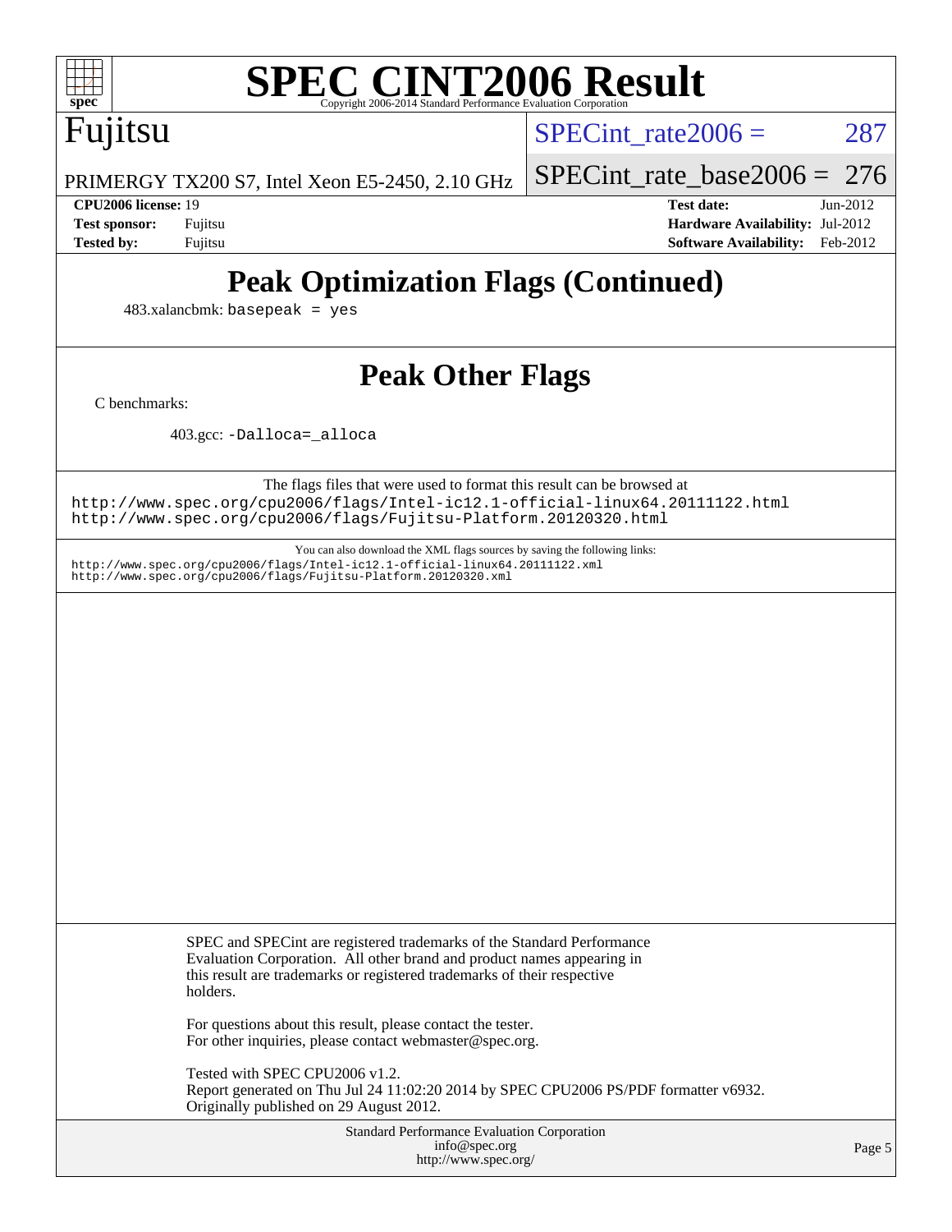## Peak Optimization Flags (Continued)

483.xalancbmk: basepeak = yes

## Peak Other Flags

C benchmarks:

403.gcc: -Dalloca=_alloca

The flags files that were used to format this result can be browsed at
http://www.spec.org/cpu2006/flags/Intel-ic12.1-official-linux64.20111122.html
http://www.spec.org/cpu2006/flags/Fujitsu-Platform.20120320.html

You can also download the XML flags sources by saving the following links:
http://www.spec.org/cpu2006/flags/Intel-ic12.1-official-linux64.20111122.xml
http://www.spec.org/cpu2006/flags/Fujitsu-Platform.20120320.xml

SPEC and SPECint are registered trademarks of the Standard Performance Evaluation Corporation. All other brand and product names appearing in this result are trademarks or registered trademarks of their respective holders.

For questions about this result, please contact the tester.
For other inquiries, please contact webmaster@spec.org.

Tested with SPEC CPU2006 v1.2.
Report generated on Thu Jul 24 11:02:20 2014 by SPEC CPU2006 PS/PDF formatter v6932.
Originally published on 29 August 2012.